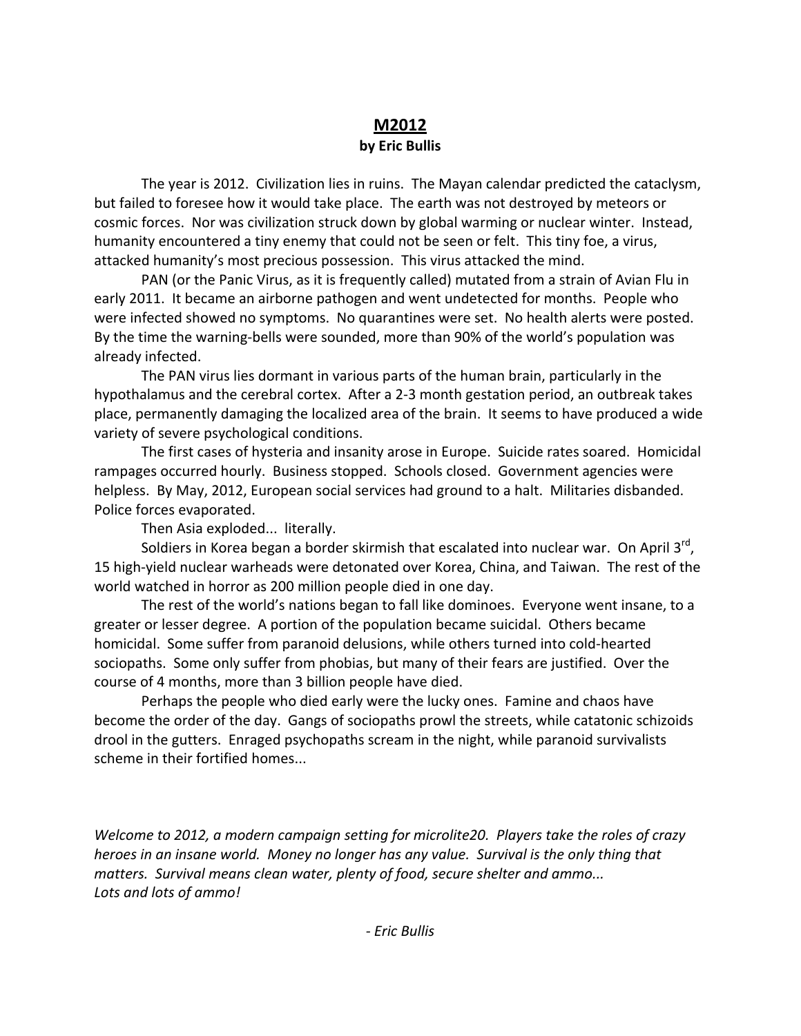# M2012

**by Eric Bullis**

The year is 2012. Civilization lies in ruins. The Mayan calendar predicted the cataclysm, but failed to foresee how it would take place. The earth was not destroyed by meteors or cosmic forces. Nor was civilization struck down by global warming or nuclear winter. Instead, humanity encountered a tiny enemy that could not be seen or felt. This tiny foe, a virus, attacked humanity's most precious possession. This virus attacked the mind.

PAN (or the Panic Virus, as it is frequently called) mutated from a strain of Avian Flu in early 2011. It became an airborne pathogen and went undetected for months. People who were infected showed no symptoms. No quarantines were set. No health alerts were posted. By the time the warning-bells were sounded, more than 90% of the world's population was already infected.

The PAN virus lies dormant in various parts of the human brain, particularly in the hypothalamus and the cerebral cortex. After a 2-3 month gestation period, an outbreak takes place, permanently damaging the localized area of the brain. It seems to have produced a wide variety of severe psychological conditions.

The first cases of hysteria and insanity arose in Europe. Suicide rates soared. Homicidal rampages occurred hourly. Business stopped. Schools closed. Government agencies were helpless. By May, 2012, European social services had ground to a halt. Militaries disbanded. Police forces evaporated.

Then Asia exploded... literally.

Soldiers in Korea began a border skirmish that escalated into nuclear war. On April 3rd, 15 high-yield nuclear warheads were detonated over Korea, China, and Taiwan. The rest of the world watched in horror as 200 million people died in one day.

The rest of the world's nations began to fall like dominoes. Everyone went insane, to a greater or lesser degree. A portion of the population became suicidal. Others became homicidal. Some suffer from paranoid delusions, while others turned into cold-hearted sociopaths. Some only suffer from phobias, but many of their fears are justified. Over the course of 4 months, more than 3 billion people have died.

Perhaps the people who died early were the lucky ones. Famine and chaos have become the order of the day. Gangs of sociopaths prowl the streets, while catatonic schizoids drool in the gutters. Enraged psychopaths scream in the night, while paranoid survivalists scheme in their fortified homes...

*Welcome to 2012, a modern campaign setting for microlite20. Players take the roles of crazy heroes in an insane world. Money no longer has any value. Survival is the only thing that matters. Survival means clean water, plenty of food, secure shelter and ammo...*
*Lots and lots of ammo!*

*- Eric Bullis*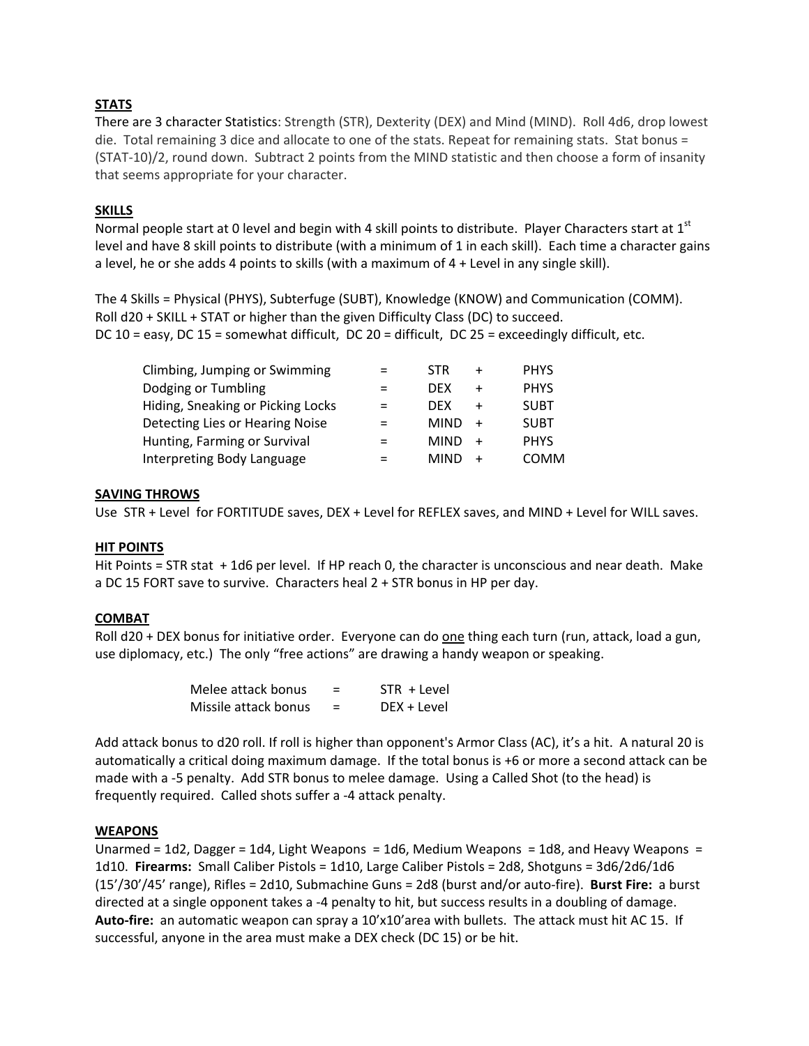## STATS

There are 3 character Statistics: Strength (STR), Dexterity (DEX) and Mind (MIND). Roll 4d6, drop lowest die. Total remaining 3 dice and allocate to one of the stats. Repeat for remaining stats. Stat bonus = (STAT-10)/2, round down. Subtract 2 points from the MIND statistic and then choose a form of insanity that seems appropriate for your character.

## SKILLS

Normal people start at 0 level and begin with 4 skill points to distribute. Player Characters start at 1st level and have 8 skill points to distribute (with a minimum of 1 in each skill). Each time a character gains a level, he or she adds 4 points to skills (with a maximum of 4 + Level in any single skill).

The 4 Skills = Physical (PHYS), Subterfuge (SUBT), Knowledge (KNOW) and Communication (COMM). Roll d20 + SKILL + STAT or higher than the given Difficulty Class (DC) to succeed.
DC 10 = easy, DC 15 = somewhat difficult, DC 20 = difficult, DC 25 = exceedingly difficult, etc.

| | | | | |
|---|---|---|---|---|
| Climbing, Jumping or Swimming | = | STR | + | PHYS |
| Dodging or Tumbling | = | DEX | + | PHYS |
| Hiding, Sneaking or Picking Locks | = | DEX | + | SUBT |
| Detecting Lies or Hearing Noise | = | MIND | + | SUBT |
| Hunting, Farming or Survival | = | MIND | + | PHYS |
| Interpreting Body Language | = | MIND | + | COMM |

## SAVING THROWS

Use STR + Level for FORTITUDE saves, DEX + Level for REFLEX saves, and MIND + Level for WILL saves.

## HIT POINTS

Hit Points = STR stat + 1d6 per level. If HP reach 0, the character is unconscious and near death. Make a DC 15 FORT save to survive. Characters heal 2 + STR bonus in HP per day.

## COMBAT

Roll d20 + DEX bonus for initiative order. Everyone can do one thing each turn (run, attack, load a gun, use diplomacy, etc.) The only "free actions" are drawing a handy weapon or speaking.

| | | |
|---|---|---|
| Melee attack bonus | = | STR + Level |
| Missile attack bonus | = | DEX + Level |

Add attack bonus to d20 roll. If roll is higher than opponent's Armor Class (AC), it's a hit. A natural 20 is automatically a critical doing maximum damage. If the total bonus is +6 or more a second attack can be made with a -5 penalty. Add STR bonus to melee damage. Using a Called Shot (to the head) is frequently required. Called shots suffer a -4 attack penalty.

## WEAPONS

Unarmed = 1d2, Dagger = 1d4, Light Weapons = 1d6, Medium Weapons = 1d8, and Heavy Weapons = 1d10. **Firearms:** Small Caliber Pistols = 1d10, Large Caliber Pistols = 2d8, Shotguns = 3d6/2d6/1d6 (15'/30'/45' range), Rifles = 2d10, Submachine Guns = 2d8 (burst and/or auto-fire). **Burst Fire:** a burst directed at a single opponent takes a -4 penalty to hit, but success results in a doubling of damage. **Auto-fire:** an automatic weapon can spray a 10'x10'area with bullets. The attack must hit AC 15. If successful, anyone in the area must make a DEX check (DC 15) or be hit.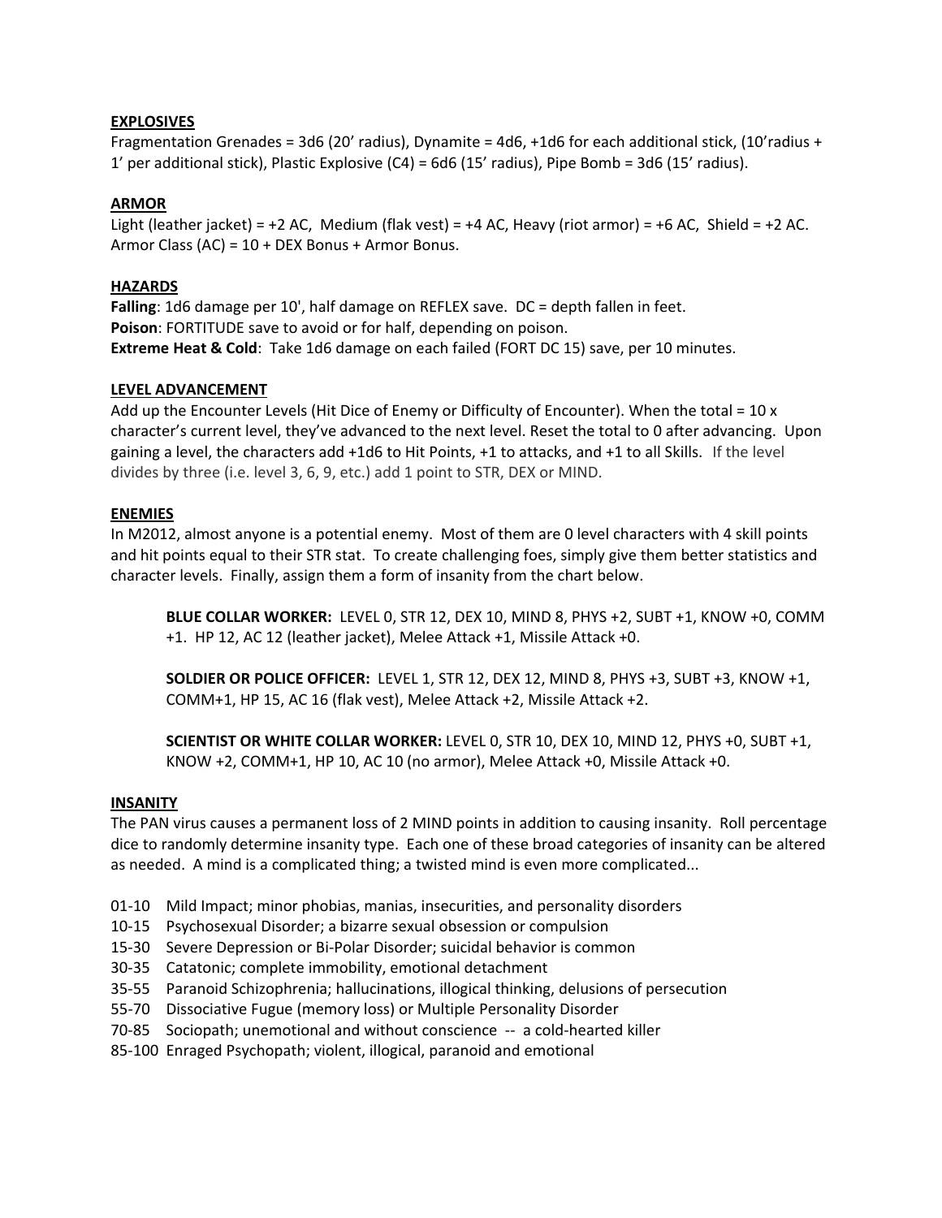## EXPLOSIVES

Fragmentation Grenades = 3d6 (20' radius), Dynamite = 4d6, +1d6 for each additional stick, (10'radius + 1' per additional stick), Plastic Explosive (C4) = 6d6 (15' radius), Pipe Bomb = 3d6 (15' radius).

## ARMOR

Light (leather jacket) = +2 AC, Medium (flak vest) = +4 AC, Heavy (riot armor) = +6 AC, Shield = +2 AC. Armor Class (AC) = 10 + DEX Bonus + Armor Bonus.

## HAZARDS

**Falling**: 1d6 damage per 10', half damage on REFLEX save. DC = depth fallen in feet.
**Poison**: FORTITUDE save to avoid or for half, depending on poison.
**Extreme Heat & Cold**: Take 1d6 damage on each failed (FORT DC 15) save, per 10 minutes.

## LEVEL ADVANCEMENT

Add up the Encounter Levels (Hit Dice of Enemy or Difficulty of Encounter). When the total = 10 x character's current level, they've advanced to the next level. Reset the total to 0 after advancing. Upon gaining a level, the characters add +1d6 to Hit Points, +1 to attacks, and +1 to all Skills. If the level divides by three (i.e. level 3, 6, 9, etc.) add 1 point to STR, DEX or MIND.

## ENEMIES

In M2012, almost anyone is a potential enemy. Most of them are 0 level characters with 4 skill points and hit points equal to their STR stat. To create challenging foes, simply give them better statistics and character levels. Finally, assign them a form of insanity from the chart below.

> **BLUE COLLAR WORKER:** LEVEL 0, STR 12, DEX 10, MIND 8, PHYS +2, SUBT +1, KNOW +0, COMM +1. HP 12, AC 12 (leather jacket), Melee Attack +1, Missile Attack +0.
>
> **SOLDIER OR POLICE OFFICER:** LEVEL 1, STR 12, DEX 12, MIND 8, PHYS +3, SUBT +3, KNOW +1, COMM+1, HP 15, AC 16 (flak vest), Melee Attack +2, Missile Attack +2.
>
> **SCIENTIST OR WHITE COLLAR WORKER:** LEVEL 0, STR 10, DEX 10, MIND 12, PHYS +0, SUBT +1, KNOW +2, COMM+1, HP 10, AC 10 (no armor), Melee Attack +0, Missile Attack +0.

## INSANITY

The PAN virus causes a permanent loss of 2 MIND points in addition to causing insanity. Roll percentage dice to randomly determine insanity type. Each one of these broad categories of insanity can be altered as needed. A mind is a complicated thing; a twisted mind is even more complicated...

- 01-10 Mild Impact; minor phobias, manias, insecurities, and personality disorders
- 10-15 Psychosexual Disorder; a bizarre sexual obsession or compulsion
- 15-30 Severe Depression or Bi-Polar Disorder; suicidal behavior is common
- 30-35 Catatonic; complete immobility, emotional detachment
- 35-55 Paranoid Schizophrenia; hallucinations, illogical thinking, delusions of persecution
- 55-70 Dissociative Fugue (memory loss) or Multiple Personality Disorder
- 70-85 Sociopath; unemotional and without conscience -- a cold-hearted killer
- 85-100 Enraged Psychopath; violent, illogical, paranoid and emotional